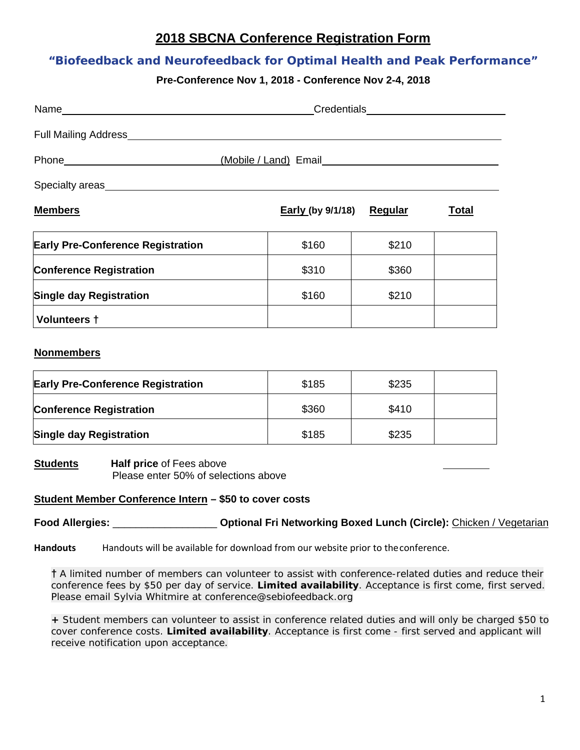# 2018 SBCNA Conference Registration Form

## "Biofeedback and Neurofeedback for Optimal Health and Peak Performance"

**Pre-Conference Nov 1, 2018 - Conference Nov 2-4, 2018**

Name______________________________________ Credentials____________________

Full Mailing Address_______________________________________________________

Phone______________________ (Mobile / Land) Email___________________________

Specialty areas____________________________________________________________

| **Members** | **Early (by 9/1/18)** | **Regular** | **Total** |
|---|---|---|---|
| **Early Pre-Conference Registration** | $160 | $210 | |
| **Conference Registration** | $310 | $360 | |
| **Single day Registration** | $160 | $210 | |
| **Volunteers †** | | | |

**Nonmembers**

| | | | |
|---|---|---|---|
| **Early Pre-Conference Registration** | $185 | $235 | |
| **Conference Registration** | $360 | $410 | |
| **Single day Registration** | $185 | $235 | |

**Students** **Half price** of Fees above
Please enter 50% of selections above ________

**Student Member Conference Intern – $50 to cover costs**

**Food Allergies:** __________________ **Optional Fri Networking Boxed Lunch (Circle):** Chicken / Vegetarian

**Handouts** Handouts will be available for download from our website prior to the conference.

† A limited number of members can volunteer to assist with conference-related duties and reduce their conference fees by $50 per day of service. **Limited availability**. Acceptance is first come, first served. Please email Sylvia Whitmire at conference@sebiofeedback.org

+ Student members can volunteer to assist in conference related duties and will only be charged $50 to cover conference costs. **Limited availability**. Acceptance is first come - first served and applicant will receive notification upon acceptance.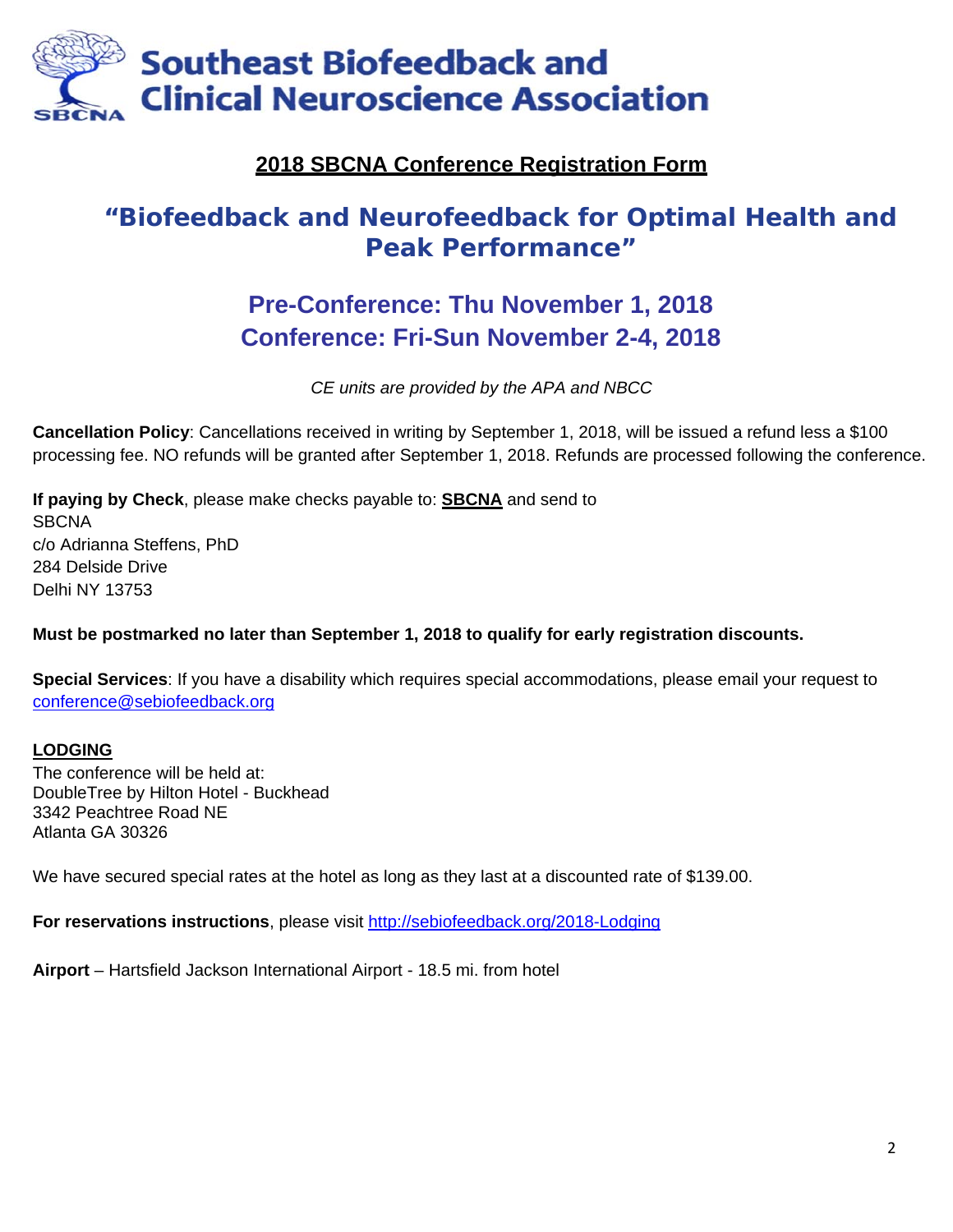# Southeast Biofeedback and Clinical Neuroscience Association

SBCNA

## 2018 SBCNA Conference Registration Form

## "Biofeedback and Neurofeedback for Optimal Health and Peak Performance"

### Pre-Conference: Thu November 1, 2018
### Conference: Fri-Sun November 2-4, 2018

*CE units are provided by the APA and NBCC*

**Cancellation Policy**: Cancellations received in writing by September 1, 2018, will be issued a refund less a $100 processing fee. NO refunds will be granted after September 1, 2018. Refunds are processed following the conference.

**If paying by Check**, please make checks payable to: **SBCNA** and send to
SBCNA
c/o Adrianna Steffens, PhD
284 Delside Drive
Delhi NY 13753

**Must be postmarked no later than September 1, 2018 to qualify for early registration discounts.**

**Special Services**: If you have a disability which requires special accommodations, please email your request to [conference@sebiofeedback.org](mailto:conference@sebiofeedback.org)

**LODGING**

The conference will be held at:
DoubleTree by Hilton Hotel - Buckhead
3342 Peachtree Road NE
Atlanta GA 30326

We have secured special rates at the hotel as long as they last at a discounted rate of $139.00.

**For reservations instructions**, please visit [http://sebiofeedback.org/2018-Lodging](http://sebiofeedback.org/2018-Lodging)

**Airport** – Hartsfield Jackson International Airport - 18.5 mi. from hotel